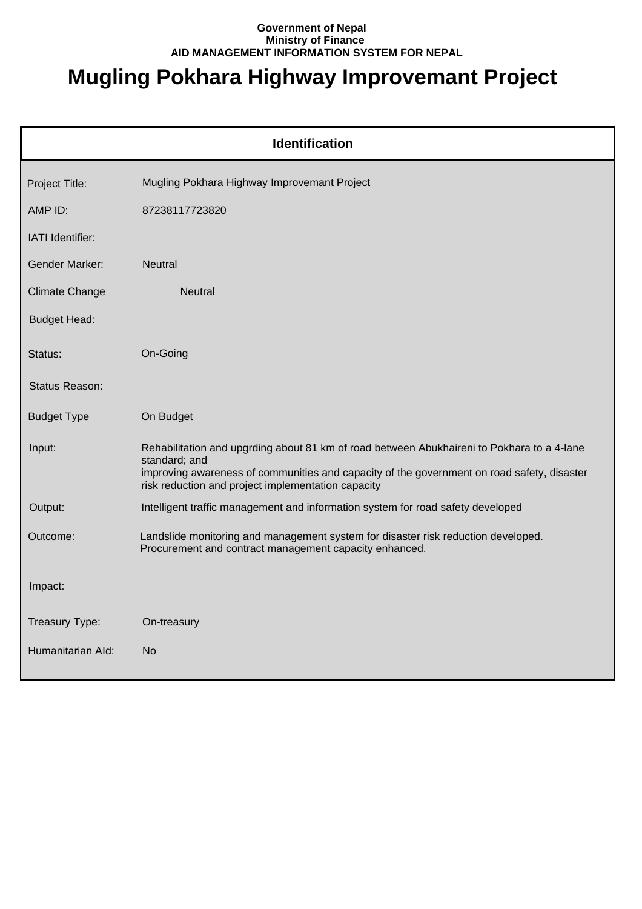**Government of Nepal**
**Ministry of Finance**
**AID MANAGEMENT INFORMATION SYSTEM FOR NEPAL**

# Mugling Pokhara Highway Improvemant Project

## Identification

| | |
|---|---|
| Project Title: | Mugling Pokhara Highway Improvemant Project |
| AMP ID: | 87238117723820 |
| IATI Identifier: | |
| Gender Marker: | Neutral |
| Climate Change | Neutral |
| Budget Head: | |
| Status: | On-Going |
| Status Reason: | |
| Budget Type | On Budget |
| Input: | Rehabilitation and upgrding about 81 km of road between Abukhaireni to Pokhara to a 4-lane standard; and<br>improving awareness of communities and capacity of the government on road safety, disaster risk reduction and project implementation capacity |
| Output: | Intelligent traffic management and information system for road safety developed |
| Outcome: | Landslide monitoring and management system for disaster risk reduction developed.<br>Procurement and contract management capacity enhanced. |
| Impact: | |
| Treasury Type: | On-treasury |
| Humanitarian AId: | No |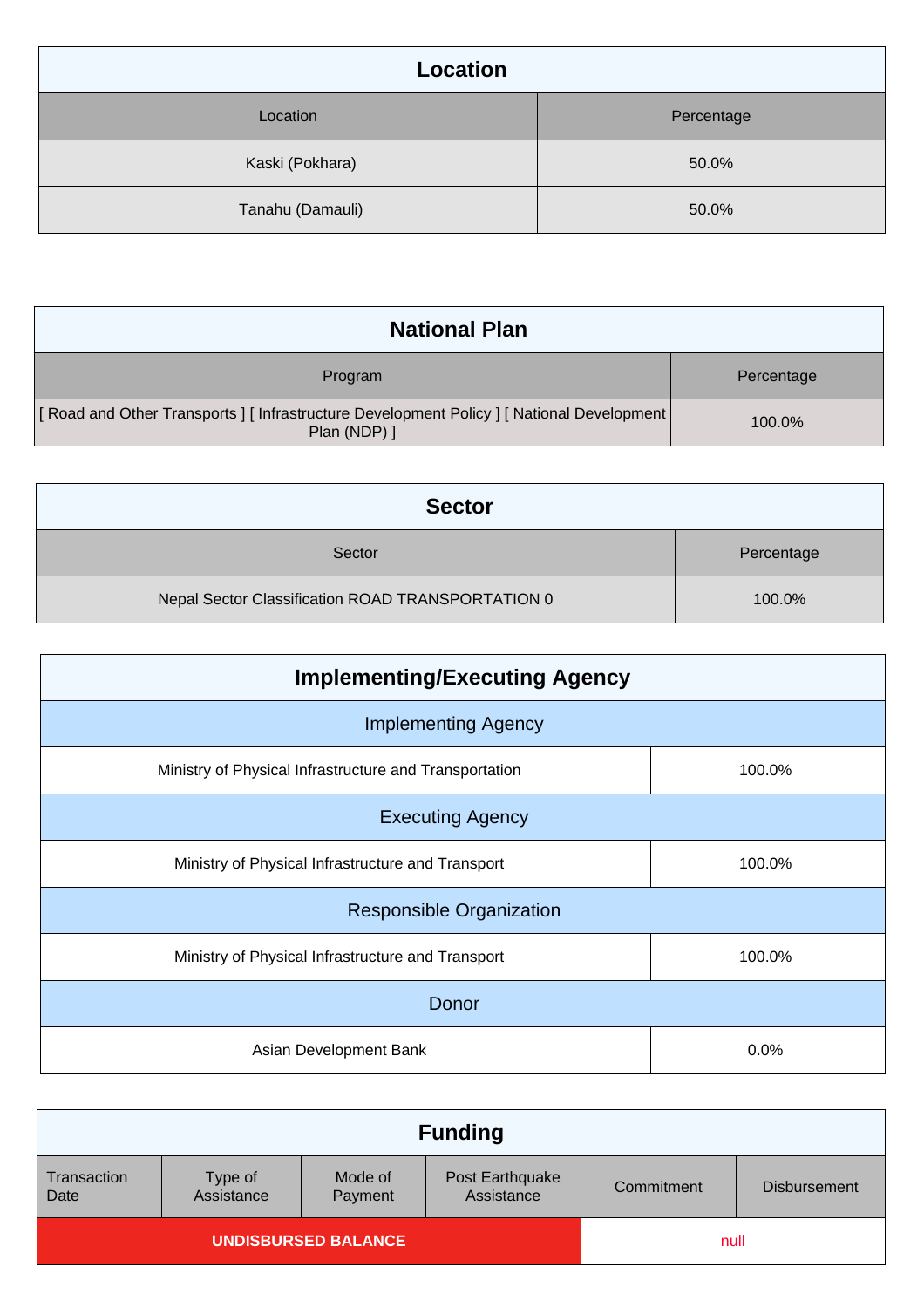| Location | |
|---|---|
| **Location** | **Percentage** |
| Kaski (Pokhara) | 50.0% |
| Tanahu (Damauli) | 50.0% |

| National Plan | |
|---|---|
| **Program** | **Percentage** |
| [ Road and Other Transports ] [ Infrastructure Development Policy ] [ National Development Plan (NDP) ] | 100.0% |

| Sector | |
|---|---|
| **Sector** | **Percentage** |
| Nepal Sector Classification ROAD TRANSPORTATION 0 | 100.0% |

| Implementing/Executing Agency | |
|---|---|
| **Implementing Agency** | |
| Ministry of Physical Infrastructure and Transportation | 100.0% |
| **Executing Agency** | |
| Ministry of Physical Infrastructure and Transport | 100.0% |
| **Responsible Organization** | |
| Ministry of Physical Infrastructure and Transport | 100.0% |
| **Donor** | |
| Asian Development Bank | 0.0% |

| Funding | | | | | |
|---|---|---|---|---|---|
| **Transaction Date** | **Type of Assistance** | **Mode of Payment** | **Post Earthquake Assistance** | **Commitment** | **Disbursement** |
| **UNDISBURSED BALANCE** | | | | null | |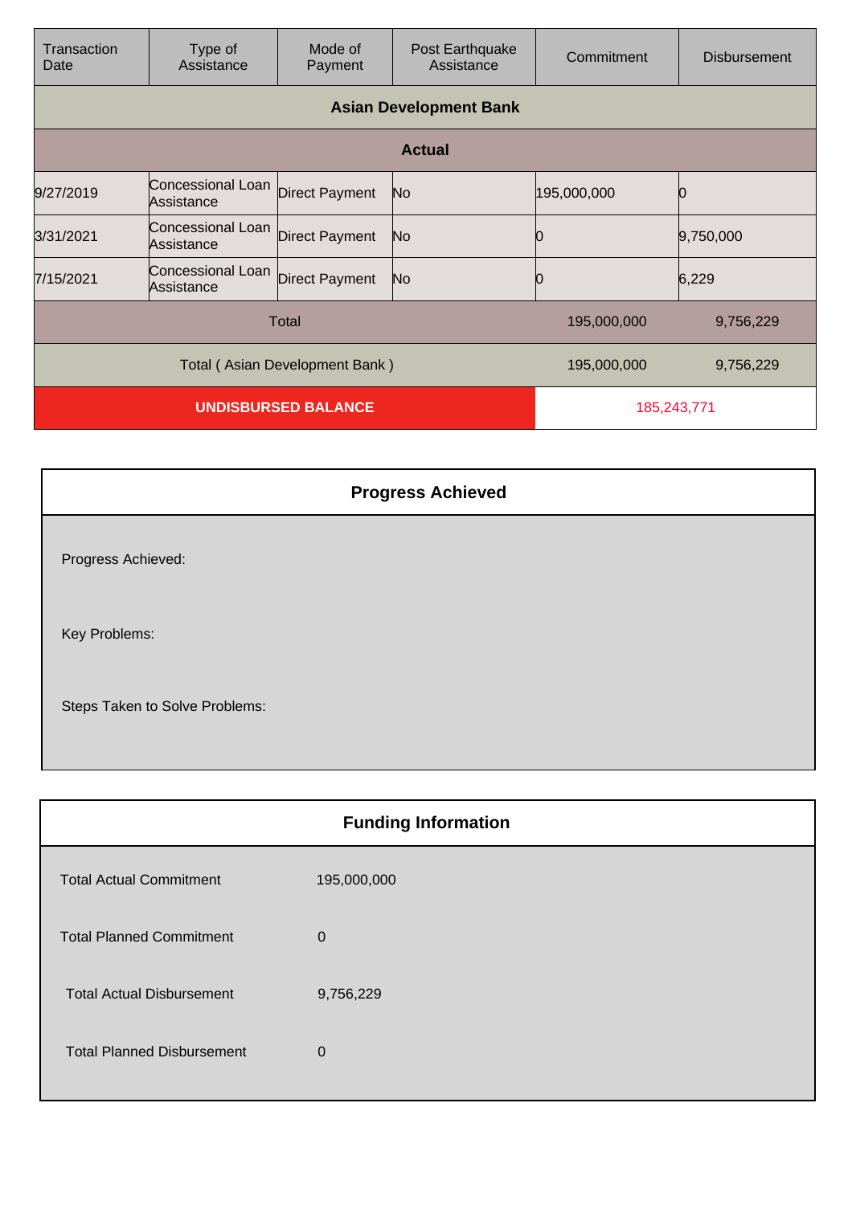| Transaction Date | Type of Assistance | Mode of Payment | Post Earthquake Assistance | Commitment | Disbursement |
|---|---|---|---|---|---|
| **Asian Development Bank** | | | | | |
| **Actual** | | | | | |
| 9/27/2019 | Concessional Loan Assistance | Direct Payment | No | 195,000,000 | 0 |
| 3/31/2021 | Concessional Loan Assistance | Direct Payment | No | 0 | 9,750,000 |
| 7/15/2021 | Concessional Loan Assistance | Direct Payment | No | 0 | 6,229 |
| Total | | | | 195,000,000 | 9,756,229 |
| Total ( Asian Development Bank ) | | | | 195,000,000 | 9,756,229 |
| **UNDISBURSED BALANCE** | | | | 185,243,771 | |

## Progress Achieved

Progress Achieved:

Key Problems:

Steps Taken to Solve Problems:

## Funding Information

| | |
|---|---|
| Total Actual Commitment | 195,000,000 |
| Total Planned Commitment | 0 |
| Total Actual Disbursement | 9,756,229 |
| Total Planned Disbursement | 0 |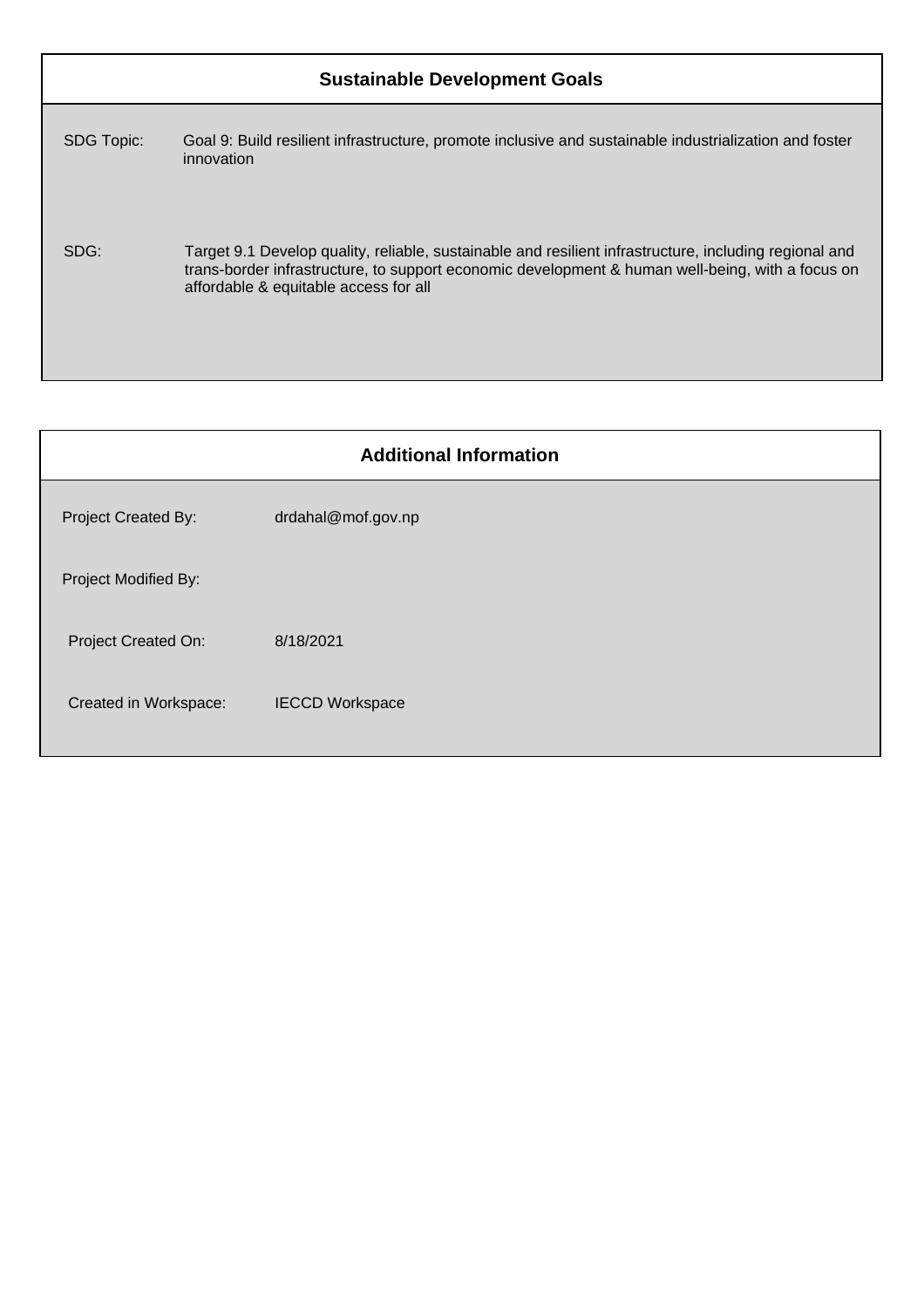## Sustainable Development Goals

| | |
|---|---|
| SDG Topic: | Goal 9: Build resilient infrastructure, promote inclusive and sustainable industrialization and foster innovation |
| SDG: | Target 9.1 Develop quality, reliable, sustainable and resilient infrastructure, including regional and trans-border infrastructure, to support economic development & human well-being, with a focus on affordable & equitable access for all |

## Additional Information

| | |
|---|---|
| Project Created By: | drdahal@mof.gov.np |
| Project Modified By: | |
| Project Created On: | 8/18/2021 |
| Created in Workspace: | IECCD Workspace |